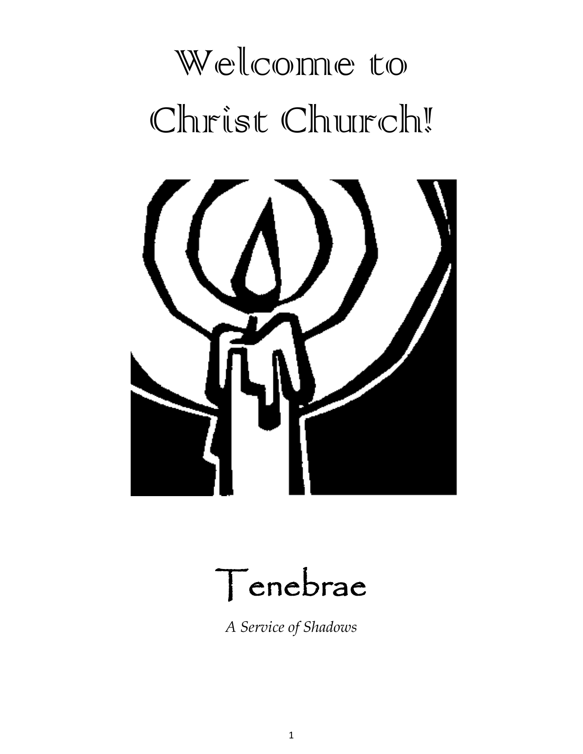# Welcome to Christ Church!

# Tenebrae

*A Service of Shadows*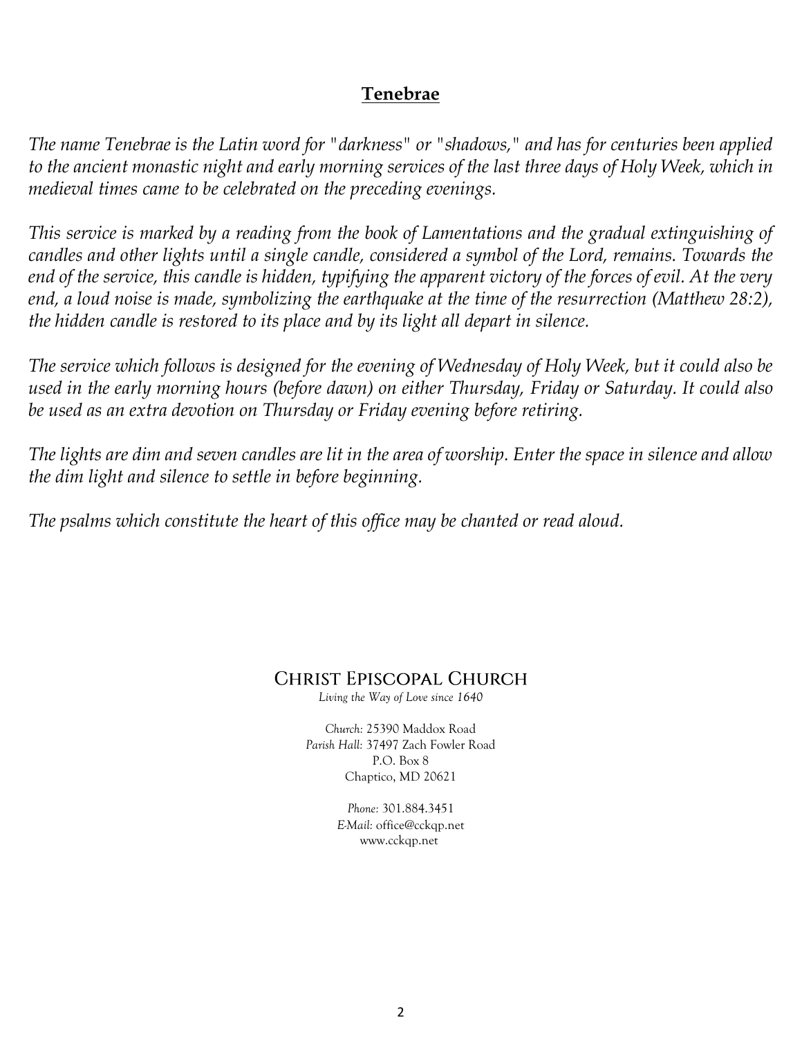## **Tenebrae**

*The name Tenebrae is the Latin word for "darkness" or "shadows," and has for centuries been applied to the ancient monastic night and early morning services of the last three days of Holy Week, which in medieval times came to be celebrated on the preceding evenings.*

*This service is marked by a reading from the book of Lamentations and the gradual extinguishing of candles and other lights until a single candle, considered a symbol of the Lord, remains. Towards the end of the service, this candle is hidden, typifying the apparent victory of the forces of evil. At the very end, a loud noise is made, symbolizing the earthquake at the time of the resurrection (Matthew 28:2), the hidden candle is restored to its place and by its light all depart in silence.*

*The service which follows is designed for the evening of Wednesday of Holy Week, but it could also be used in the early morning hours (before dawn) on either Thursday, Friday or Saturday. It could also be used as an extra devotion on Thursday or Friday evening before retiring.*

*The lights are dim and seven candles are lit in the area of worship. Enter the space in silence and allow the dim light and silence to settle in before beginning.*

*The psalms which constitute the heart of this office may be chanted or read aloud.*

CHRIST EPISCOPAL CHURCH
*Living the Way of Love since 1640*

*Church:* 25390 Maddox Road
*Parish Hall:* 37497 Zach Fowler Road
P.O. Box 8
Chaptico, MD 20621

*Phone:* 301.884.3451
*E-Mail:* office@cckqp.net
www.cckqp.net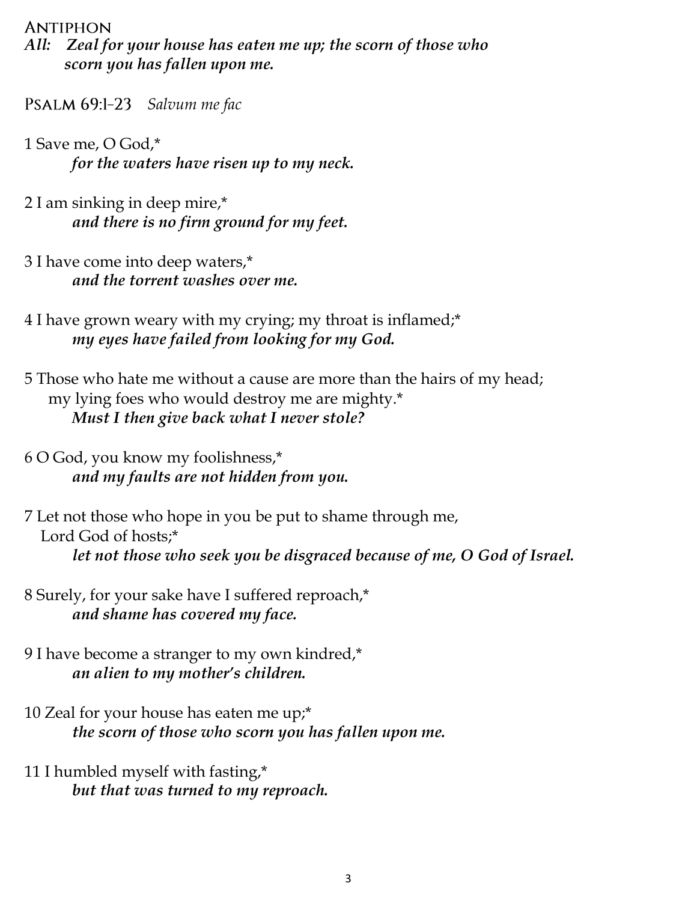## Antiphon

***All:** Zeal for your house has eaten me up; the scorn of those who scorn you has fallen upon me.*

## Psalm 69:1–23 *Salvum me fac*

1 Save me, O God,*
***for the waters have risen up to my neck.***

2 I am sinking in deep mire,*
***and there is no firm ground for my feet.***

3 I have come into deep waters,*
***and the torrent washes over me.***

4 I have grown weary with my crying; my throat is inflamed;*
***my eyes have failed from looking for my God.***

5 Those who hate me without a cause are more than the hairs of my head;
my lying foes who would destroy me are mighty.*
***Must I then give back what I never stole?***

6 O God, you know my foolishness,*
***and my faults are not hidden from you.***

7 Let not those who hope in you be put to shame through me,
Lord God of hosts;*
***let not those who seek you be disgraced because of me, O God of Israel.***

8 Surely, for your sake have I suffered reproach,*
***and shame has covered my face.***

9 I have become a stranger to my own kindred,*
***an alien to my mother's children.***

10 Zeal for your house has eaten me up;*
***the scorn of those who scorn you has fallen upon me.***

11 I humbled myself with fasting,*
***but that was turned to my reproach.***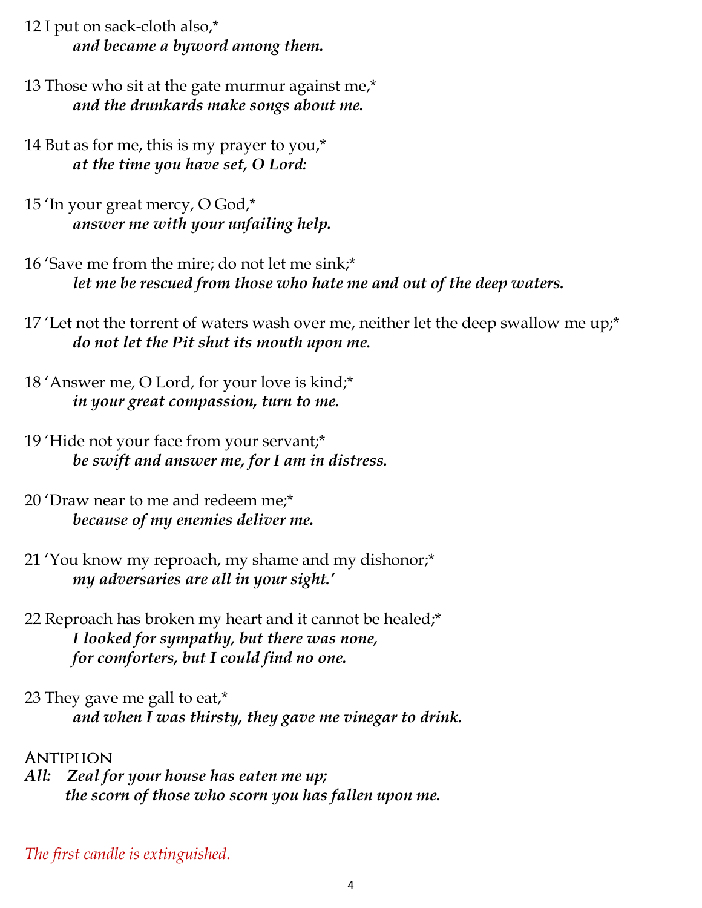12 I put on sack-cloth also,*
 ***and became a byword among them.***

13 Those who sit at the gate murmur against me,*
 ***and the drunkards make songs about me.***

14 But as for me, this is my prayer to you,*
 ***at the time you have set, O Lord:***

15 'In your great mercy, O God,*
 ***answer me with your unfailing help.***

16 'Save me from the mire; do not let me sink;*
 ***let me be rescued from those who hate me and out of the deep waters.***

17 'Let not the torrent of waters wash over me, neither let the deep swallow me up;*
 ***do not let the Pit shut its mouth upon me.***

18 'Answer me, O Lord, for your love is kind;*
 ***in your great compassion, turn to me.***

19 'Hide not your face from your servant;*
 ***be swift and answer me, for I am in distress.***

20 'Draw near to me and redeem me;*
 ***because of my enemies deliver me.***

21 'You know my reproach, my shame and my dishonor;*
 ***my adversaries are all in your sight.'***

22 Reproach has broken my heart and it cannot be healed;*
 ***I looked for sympathy, but there was none,***
 ***for comforters, but I could find no one.***

23 They gave me gall to eat,*
 ***and when I was thirsty, they gave me vinegar to drink.***

### Antiphon

***All: Zeal for your house has eaten me up;***
 ***the scorn of those who scorn you has fallen upon me.***

*The first candle is extinguished.*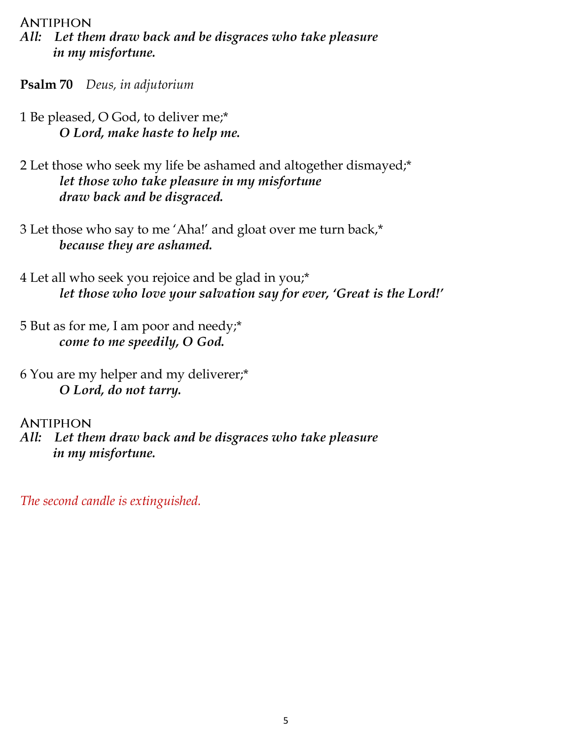Antiphon

***All:*** ***Let them draw back and be disgraces who take pleasure in my misfortune.***

**Psalm 70** *Deus, in adjutorium*

1 Be pleased, O God, to deliver me;*
***O Lord, make haste to help me.***

2 Let those who seek my life be ashamed and altogether dismayed;*
***let those who take pleasure in my misfortune draw back and be disgraced.***

3 Let those who say to me 'Aha!' and gloat over me turn back,*
***because they are ashamed.***

4 Let all who seek you rejoice and be glad in you;*
***let those who love your salvation say for ever, 'Great is the Lord!'***

5 But as for me, I am poor and needy;*
***come to me speedily, O God.***

6 You are my helper and my deliverer;*
***O Lord, do not tarry.***

Antiphon

***All:*** ***Let them draw back and be disgraces who take pleasure in my misfortune.***

*The second candle is extinguished.*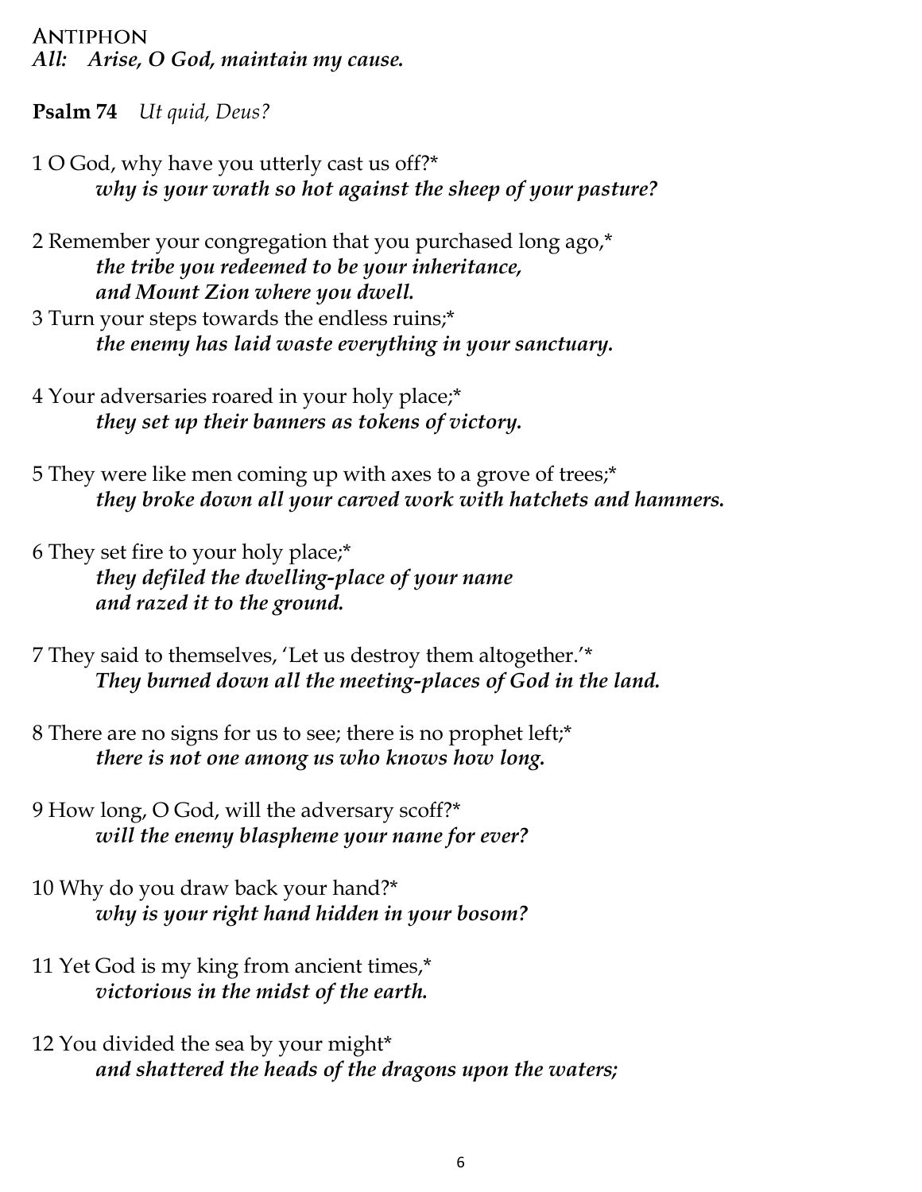ANTIPHON

***All:* Arise, O God, maintain my cause.**

**Psalm 74** *Ut quid, Deus?*

1 O God, why have you utterly cast us off?*
***why is your wrath so hot against the sheep of your pasture?***

2 Remember your congregation that you purchased long ago,*
***the tribe you redeemed to be your inheritance,***
***and Mount Zion where you dwell.***

3 Turn your steps towards the endless ruins;*
***the enemy has laid waste everything in your sanctuary.***

4 Your adversaries roared in your holy place;*
***they set up their banners as tokens of victory.***

5 They were like men coming up with axes to a grove of trees;*
***they broke down all your carved work with hatchets and hammers.***

6 They set fire to your holy place;*
***they defiled the dwelling-place of your name***
***and razed it to the ground.***

7 They said to themselves, 'Let us destroy them altogether.'*
***They burned down all the meeting-places of God in the land.***

8 There are no signs for us to see; there is no prophet left;*
***there is not one among us who knows how long.***

9 How long, O God, will the adversary scoff?*
***will the enemy blaspheme your name for ever?***

10 Why do you draw back your hand?*
***why is your right hand hidden in your bosom?***

11 Yet God is my king from ancient times,*
***victorious in the midst of the earth.***

12 You divided the sea by your might*
***and shattered the heads of the dragons upon the waters;***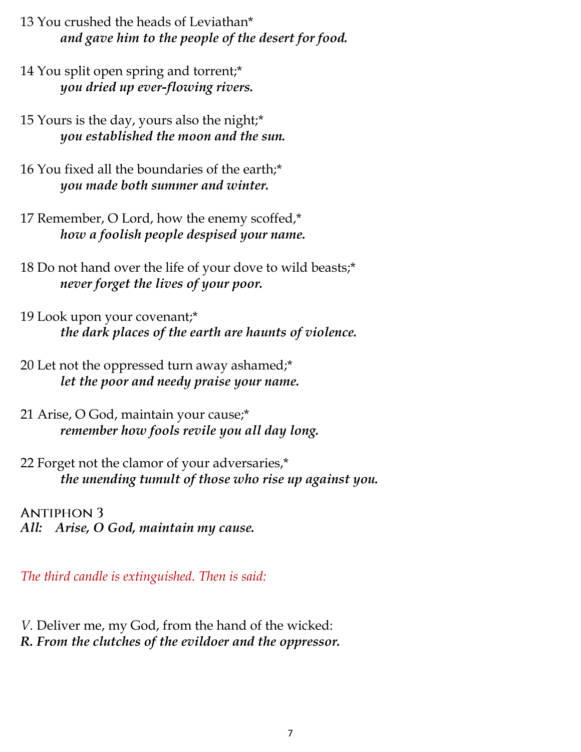13 You crushed the heads of Leviathan*
*and gave him to the people of the desert for food.*

14 You split open spring and torrent;*
*you dried up ever-flowing rivers.*

15 Yours is the day, yours also the night;*
*you established the moon and the sun.*

16 You fixed all the boundaries of the earth;*
*you made both summer and winter.*

17 Remember, O Lord, how the enemy scoffed,*
*how a foolish people despised your name.*

18 Do not hand over the life of your dove to wild beasts;*
*never forget the lives of your poor.*

19 Look upon your covenant;*
*the dark places of the earth are haunts of violence.*

20 Let not the oppressed turn away ashamed;*
*let the poor and needy praise your name.*

21 Arise, O God, maintain your cause;*
*remember how fools revile you all day long.*

22 Forget not the clamor of your adversaries,*
*the unending tumult of those who rise up against you.*

**Antiphon 3**
***All:*** ***Arise, O God, maintain my cause.***

*The third candle is extinguished. Then is said:*

*V.* Deliver me, my God, from the hand of the wicked:
***R. From the clutches of the evildoer and the oppressor.***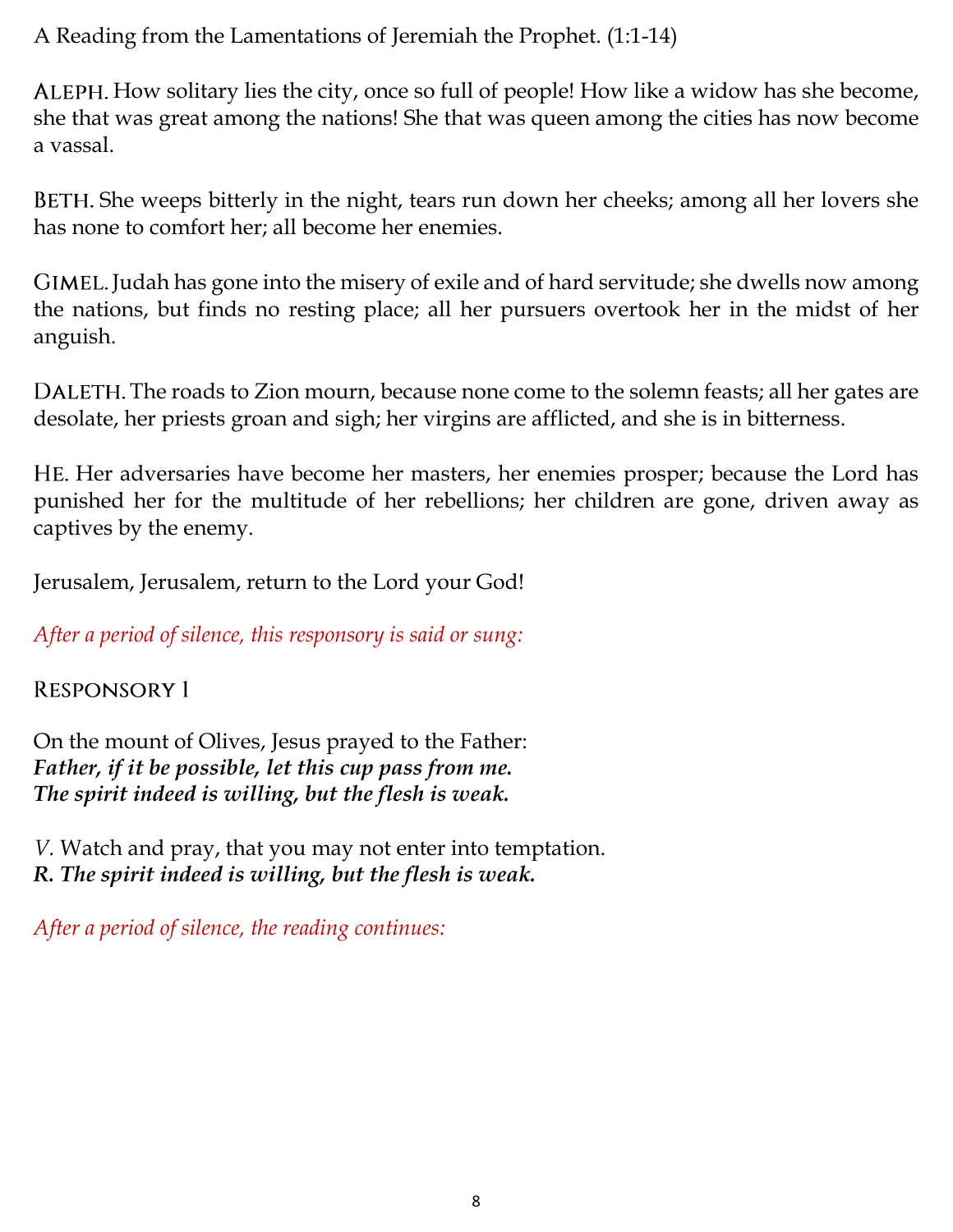A Reading from the Lamentations of Jeremiah the Prophet. (1:1-14)

**ALEPH.** How solitary lies the city, once so full of people! How like a widow has she become, she that was great among the nations! She that was queen among the cities has now become a vassal.

**BETH.** She weeps bitterly in the night, tears run down her cheeks; among all her lovers she has none to comfort her; all become her enemies.

**GIMEL.** Judah has gone into the misery of exile and of hard servitude; she dwells now among the nations, but finds no resting place; all her pursuers overtook her in the midst of her anguish.

**DALETH.** The roads to Zion mourn, because none come to the solemn feasts; all her gates are desolate, her priests groan and sigh; her virgins are afflicted, and she is in bitterness.

**HE.** Her adversaries have become her masters, her enemies prosper; because the Lord has punished her for the multitude of her rebellions; her children are gone, driven away as captives by the enemy.

Jerusalem, Jerusalem, return to the Lord your God!

*After a period of silence, this responsory is said or sung:*

### Responsory 1

On the mount of Olives, Jesus prayed to the Father:
***Father, if it be possible, let this cup pass from me.***
***The spirit indeed is willing, but the flesh is weak.***

*V.* Watch and pray, that you may not enter into temptation.
***R. The spirit indeed is willing, but the flesh is weak.***

*After a period of silence, the reading continues:*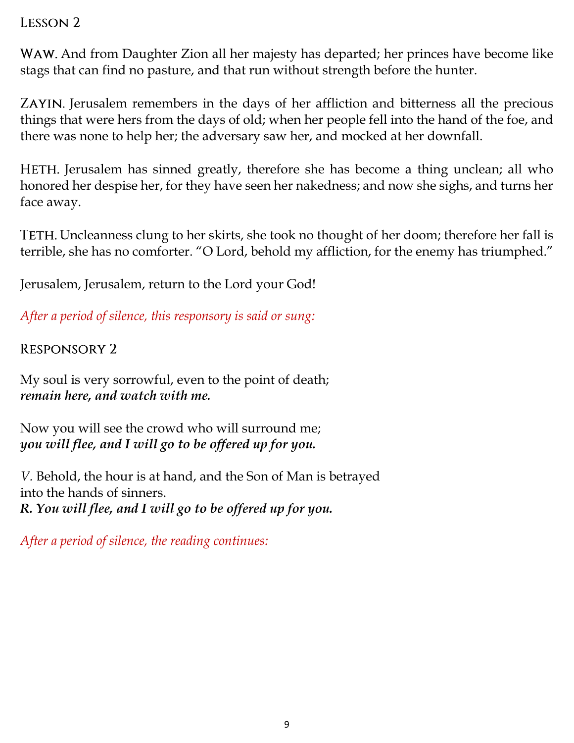## Lesson 2

**Waw**. And from Daughter Zion all her majesty has departed; her princes have become like stags that can find no pasture, and that run without strength before the hunter.

**Zayin**. Jerusalem remembers in the days of her affliction and bitterness all the precious things that were hers from the days of old; when her people fell into the hand of the foe, and there was none to help her; the adversary saw her, and mocked at her downfall.

**Heth**. Jerusalem has sinned greatly, therefore she has become a thing unclean; all who honored her despise her, for they have seen her nakedness; and now she sighs, and turns her face away.

**Teth**. Uncleanness clung to her skirts, she took no thought of her doom; therefore her fall is terrible, she has no comforter. "O Lord, behold my affliction, for the enemy has triumphed."

Jerusalem, Jerusalem, return to the Lord your God!

*After a period of silence, this responsory is said or sung:*

## Responsory 2

My soul is very sorrowful, even to the point of death;
***remain here, and watch with me.***

Now you will see the crowd who will surround me;
***you will flee, and I will go to be offered up for you.***

*V.* Behold, the hour is at hand, and the Son of Man is betrayed into the hands of sinners.
***R. You will flee, and I will go to be offered up for you.***

*After a period of silence, the reading continues:*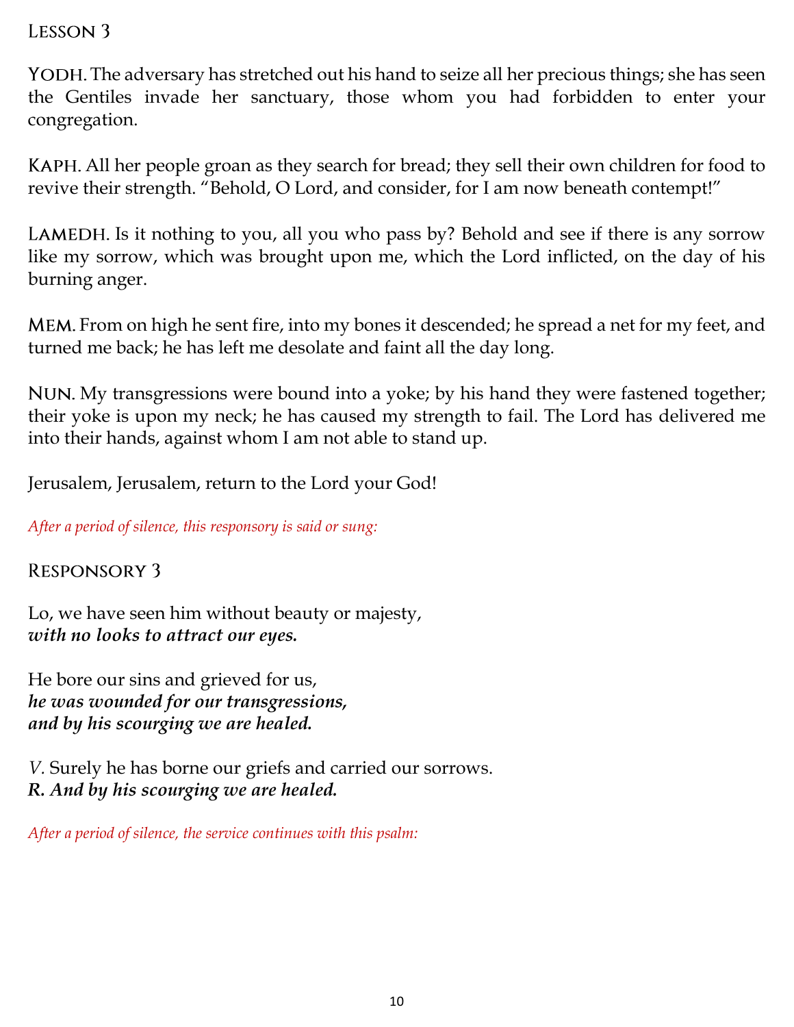## Lesson 3

YODH. The adversary has stretched out his hand to seize all her precious things; she has seen the Gentiles invade her sanctuary, those whom you had forbidden to enter your congregation.

KAPH. All her people groan as they search for bread; they sell their own children for food to revive their strength. "Behold, O Lord, and consider, for I am now beneath contempt!"

LAMEDH. Is it nothing to you, all you who pass by? Behold and see if there is any sorrow like my sorrow, which was brought upon me, which the Lord inflicted, on the day of his burning anger.

MEM. From on high he sent fire, into my bones it descended; he spread a net for my feet, and turned me back; he has left me desolate and faint all the day long.

NUN. My transgressions were bound into a yoke; by his hand they were fastened together; their yoke is upon my neck; he has caused my strength to fail. The Lord has delivered me into their hands, against whom I am not able to stand up.

Jerusalem, Jerusalem, return to the Lord your God!

*After a period of silence, this responsory is said or sung:*

## Responsory 3

Lo, we have seen him without beauty or majesty,
***with no looks to attract our eyes.***

He bore our sins and grieved for us,
***he was wounded for our transgressions,***
***and by his scourging we are healed.***

*V.* Surely he has borne our griefs and carried our sorrows.
***R. And by his scourging we are healed.***

*After a period of silence, the service continues with this psalm:*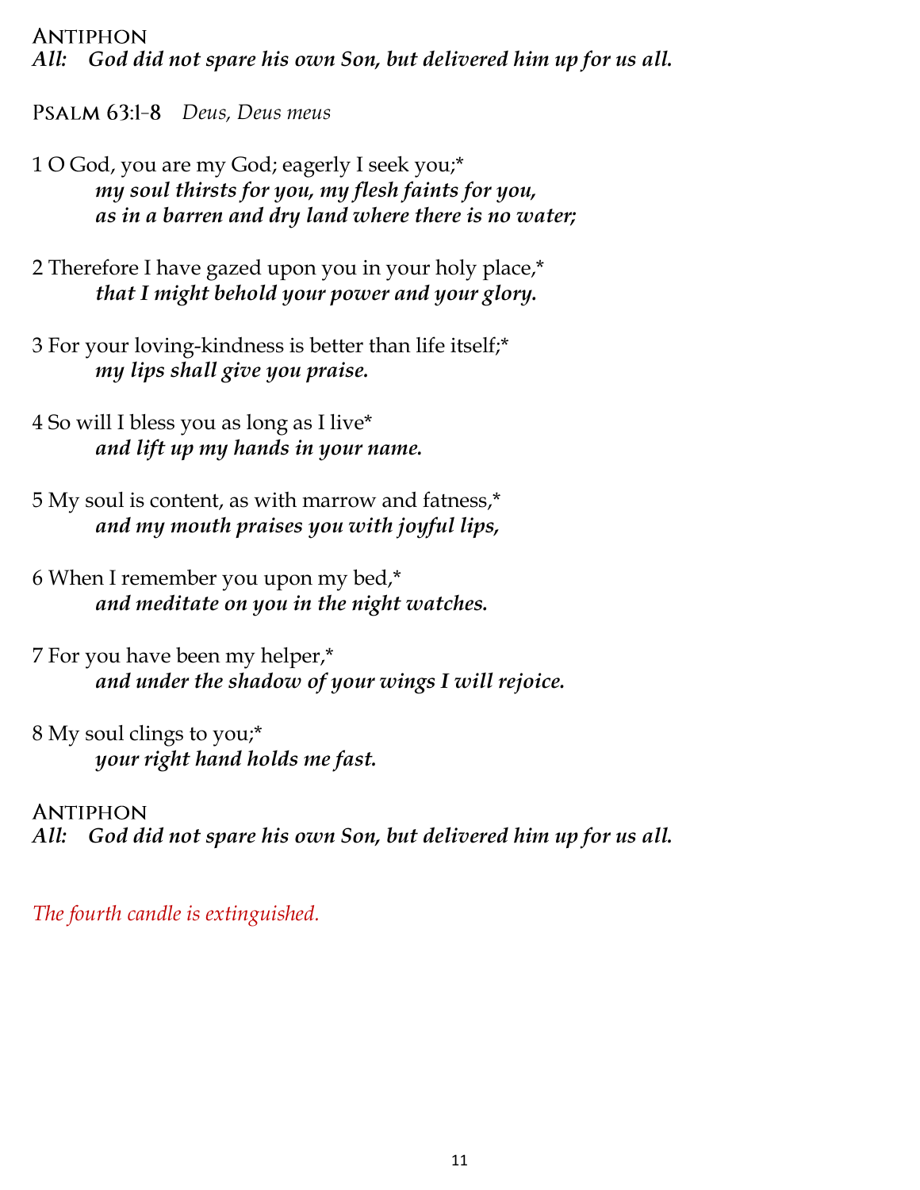**Antiphon**
***All:* *God did not spare his own Son, but delivered him up for us all.***

**Psalm 63:1-8** *Deus, Deus meus*

1 O God, you are my God; eagerly I seek you;*
***my soul thirsts for you, my flesh faints for you,***
***as in a barren and dry land where there is no water;***

2 Therefore I have gazed upon you in your holy place,*
***that I might behold your power and your glory.***

3 For your loving-kindness is better than life itself;*
***my lips shall give you praise.***

4 So will I bless you as long as I live*
***and lift up my hands in your name.***

5 My soul is content, as with marrow and fatness,*
***and my mouth praises you with joyful lips,***

6 When I remember you upon my bed,*
***and meditate on you in the night watches.***

7 For you have been my helper,*
***and under the shadow of your wings I will rejoice.***

8 My soul clings to you;*
***your right hand holds me fast.***

**Antiphon**
***All:* *God did not spare his own Son, but delivered him up for us all.***

*The fourth candle is extinguished.*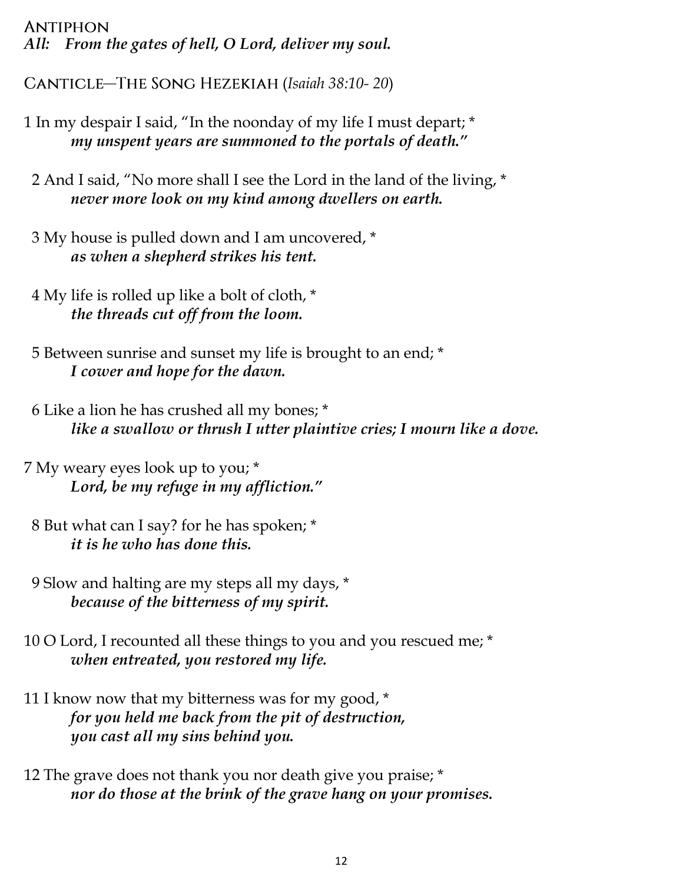# Antiphon

***All:*** ***From the gates of hell, O Lord, deliver my soul.***

## Canticle—The Song Hezekiah (*Isaiah 38:10- 20*)

1 In my despair I said, "In the noonday of my life I must depart; *
***my unspent years are summoned to the portals of death."***

2 And I said, "No more shall I see the Lord in the land of the living, *
***never more look on my kind among dwellers on earth.***

3 My house is pulled down and I am uncovered, *
***as when a shepherd strikes his tent.***

4 My life is rolled up like a bolt of cloth, *
***the threads cut off from the loom.***

5 Between sunrise and sunset my life is brought to an end; *
***I cower and hope for the dawn.***

6 Like a lion he has crushed all my bones; *
***like a swallow or thrush I utter plaintive cries; I mourn like a dove.***

7 My weary eyes look up to you; *
***Lord, be my refuge in my affliction."***

8 But what can I say? for he has spoken; *
***it is he who has done this.***

9 Slow and halting are my steps all my days, *
***because of the bitterness of my spirit.***

10 O Lord, I recounted all these things to you and you rescued me; *
***when entreated, you restored my life.***

11 I know now that my bitterness was for my good, *
***for you held me back from the pit of destruction,***
***you cast all my sins behind you.***

12 The grave does not thank you nor death give you praise; *
***nor do those at the brink of the grave hang on your promises.***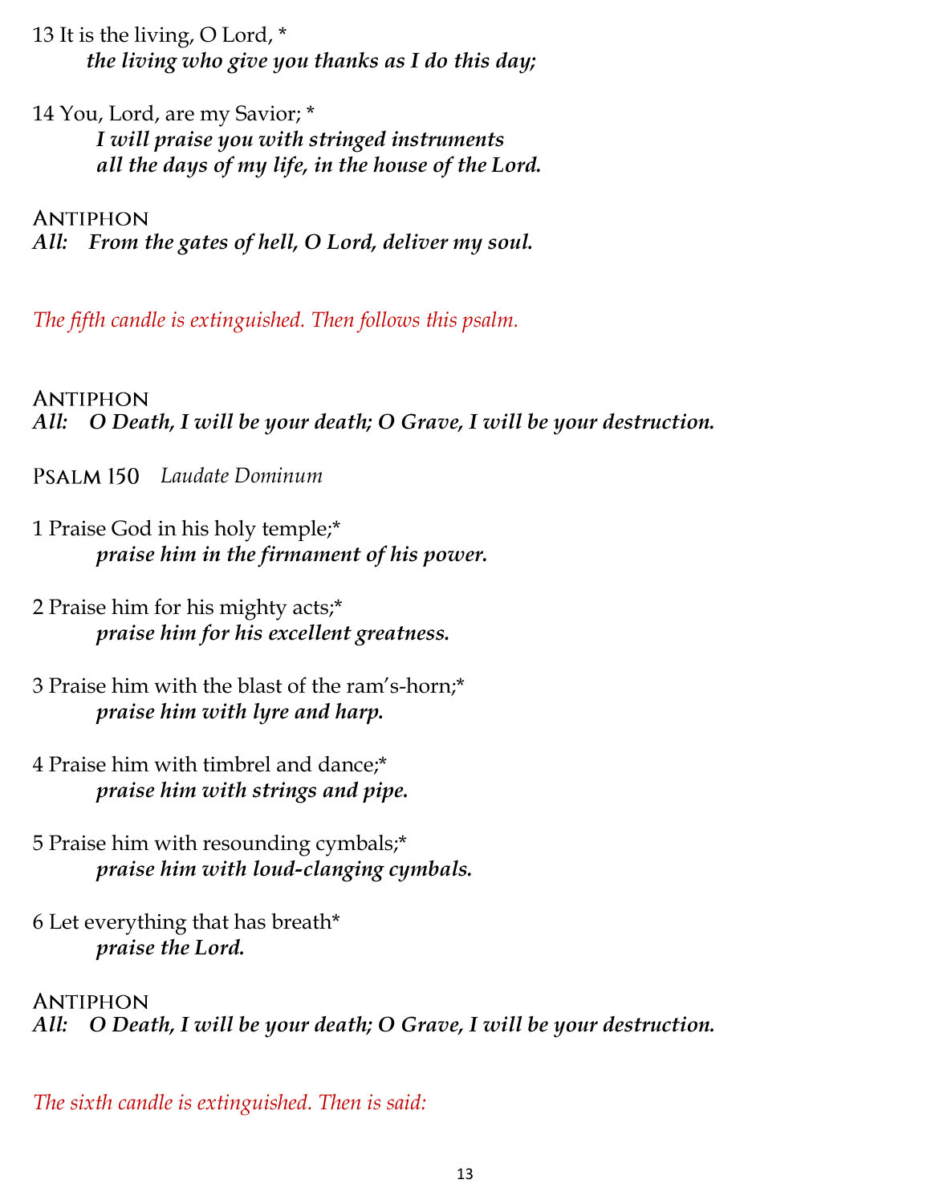13 It is the living, O Lord, *
*the living who give you thanks as I do this day;*

14 You, Lord, are my Savior; *
*I will praise you with stringed instruments*
*all the days of my life, in the house of the Lord.*

ANTIPHON
***All: From the gates of hell, O Lord, deliver my soul.***

*The fifth candle is extinguished. Then follows this psalm.*

ANTIPHON
***All: O Death, I will be your death; O Grave, I will be your destruction.***

PSALM 150 *Laudate Dominum*

1 Praise God in his holy temple;*
***praise him in the firmament of his power.***

2 Praise him for his mighty acts;*
***praise him for his excellent greatness.***

3 Praise him with the blast of the ram's-horn;*
***praise him with lyre and harp.***

4 Praise him with timbrel and dance;*
***praise him with strings and pipe.***

5 Praise him with resounding cymbals;*
***praise him with loud-clanging cymbals.***

6 Let everything that has breath*
***praise the Lord.***

ANTIPHON
***All: O Death, I will be your death; O Grave, I will be your destruction.***

*The sixth candle is extinguished. Then is said:*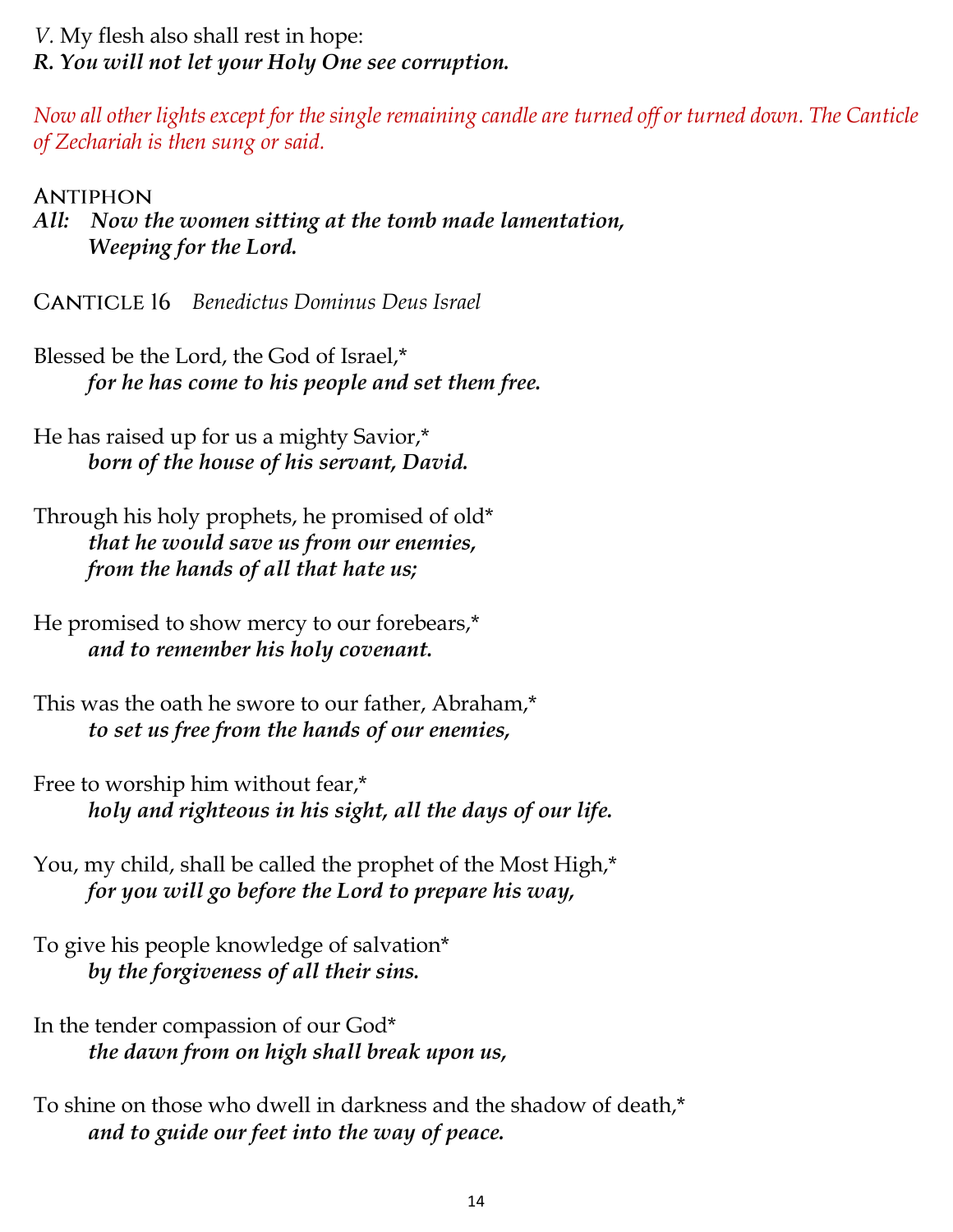*V.* My flesh also shall rest in hope:
***R. You will not let your Holy One see corruption.***

*Now all other lights except for the single remaining candle are turned off or turned down. The Canticle of Zechariah is then sung or said.*

**Antiphon**

***All: Now the women sitting at the tomb made lamentation,***
***Weeping for the Lord.***

**Canticle 16** *Benedictus Dominus Deus Israel*

Blessed be the Lord, the God of Israel,*
***for he has come to his people and set them free.***

He has raised up for us a mighty Savior,*
***born of the house of his servant, David.***

Through his holy prophets, he promised of old*
***that he would save us from our enemies,***
***from the hands of all that hate us;***

He promised to show mercy to our forebears,*
***and to remember his holy covenant.***

This was the oath he swore to our father, Abraham,*
***to set us free from the hands of our enemies,***

Free to worship him without fear,*
***holy and righteous in his sight, all the days of our life.***

You, my child, shall be called the prophet of the Most High,*
***for you will go before the Lord to prepare his way,***

To give his people knowledge of salvation*
***by the forgiveness of all their sins.***

In the tender compassion of our God*
***the dawn from on high shall break upon us,***

To shine on those who dwell in darkness and the shadow of death,*
***and to guide our feet into the way of peace.***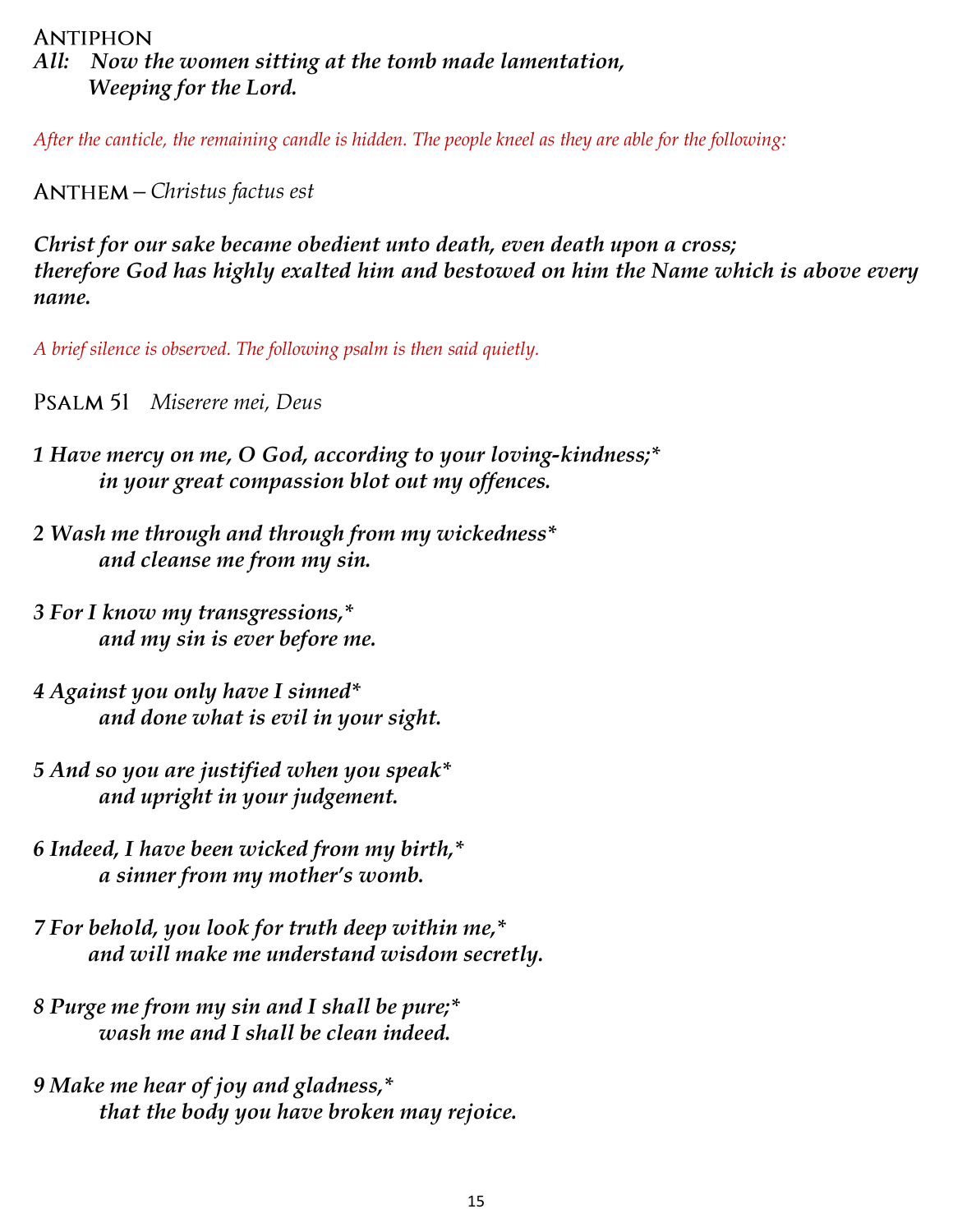### Antiphon

***All:* Now the women sitting at the tomb made lamentation,
Weeping for the Lord.**

*After the canticle, the remaining candle is hidden. The people kneel as they are able for the following:*

### Anthem – *Christus factus est*

***Christ for our sake became obedient unto death, even death upon a cross;
therefore God has highly exalted him and bestowed on him the Name which is above every name.***

*A brief silence is observed. The following psalm is then said quietly.*

### Psalm 51 *Miserere mei, Deus*

***1 Have mercy on me, O God, according to your loving-kindness;*
in your great compassion blot out my offences.***

***2 Wash me through and through from my wickedness*
and cleanse me from my sin.***

***3 For I know my transgressions,*
and my sin is ever before me.***

***4 Against you only have I sinned*
and done what is evil in your sight.***

***5 And so you are justified when you speak*
and upright in your judgement.***

***6 Indeed, I have been wicked from my birth,*
a sinner from my mother's womb.***

***7 For behold, you look for truth deep within me,*
and will make me understand wisdom secretly.***

***8 Purge me from my sin and I shall be pure;*
wash me and I shall be clean indeed.***

***9 Make me hear of joy and gladness,*
that the body you have broken may rejoice.***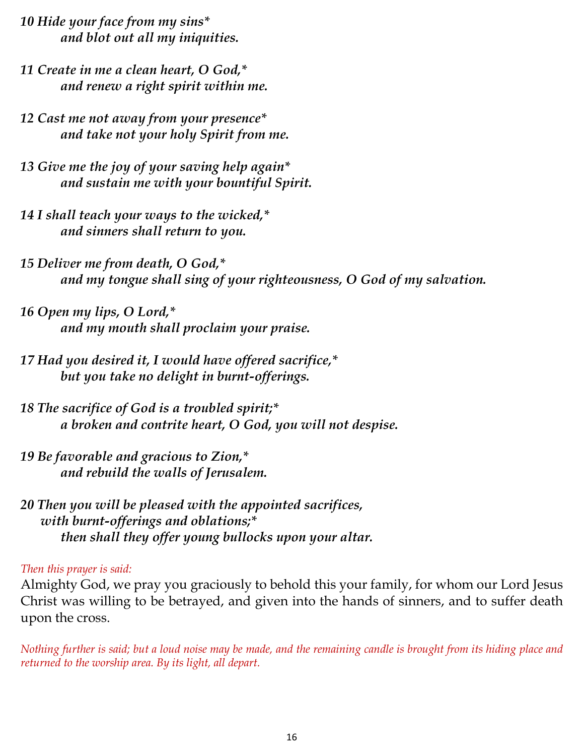*10 Hide your face from my sins**
*and blot out all my iniquities.*

*11 Create in me a clean heart, O God,**
*and renew a right spirit within me.*

*12 Cast me not away from your presence**
*and take not your holy Spirit from me.*

*13 Give me the joy of your saving help again**
*and sustain me with your bountiful Spirit.*

*14 I shall teach your ways to the wicked,**
*and sinners shall return to you.*

*15 Deliver me from death, O God,**
*and my tongue shall sing of your righteousness, O God of my salvation.*

*16 Open my lips, O Lord,**
*and my mouth shall proclaim your praise.*

*17 Had you desired it, I would have offered sacrifice,**
*but you take no delight in burnt-offerings.*

*18 The sacrifice of God is a troubled spirit;**
*a broken and contrite heart, O God, you will not despise.*

*19 Be favorable and gracious to Zion,**
*and rebuild the walls of Jerusalem.*

*20 Then you will be pleased with the appointed sacrifices,*
*with burnt-offerings and oblations;**
*then shall they offer young bullocks upon your altar.*

*Then this prayer is said:*

Almighty God, we pray you graciously to behold this your family, for whom our Lord Jesus Christ was willing to be betrayed, and given into the hands of sinners, and to suffer death upon the cross.

*Nothing further is said; but a loud noise may be made, and the remaining candle is brought from its hiding place and returned to the worship area. By its light, all depart.*